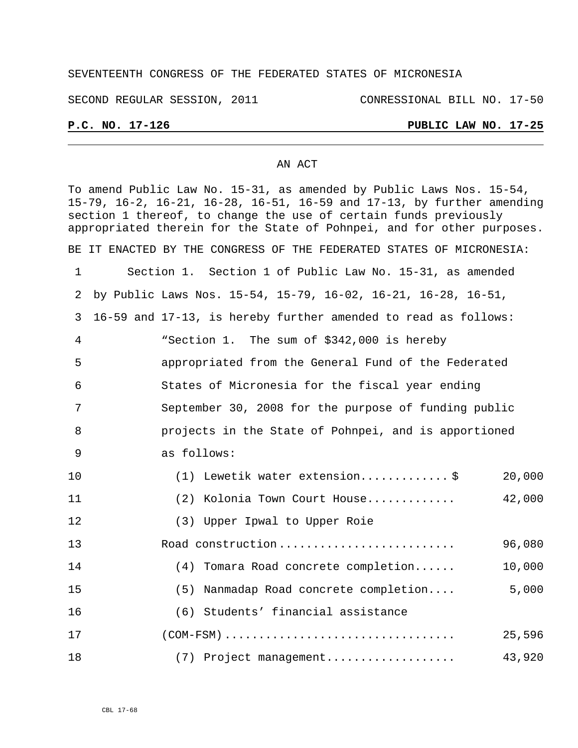SEVENTEENTH CONGRESS OF THE FEDERATED STATES OF MICRONESIA

SECOND REGULAR SESSION, 2011 CONRESSIONAL BILL NO. 17-50

**P.C. NO. 17-126** **PUBLIC LAW NO. 17-25**

---

AN ACT

To amend Public Law No. 15-31, as amended by Public Laws Nos. 15-54, 15-79, 16-2, 16-21, 16-28, 16-51, 16-59 and 17-13, by further amending section 1 thereof, to change the use of certain funds previously appropriated therein for the State of Pohnpei, and for other purposes.

BE IT ENACTED BY THE CONGRESS OF THE FEDERATED STATES OF MICRONESIA:

1 Section 1. Section 1 of Public Law No. 15-31, as amended
2 by Public Laws Nos. 15-54, 15-79, 16-02, 16-21, 16-28, 16-51,
3 16-59 and 17-13, is hereby further amended to read as follows:
4 "Section 1. The sum of $342,000 is hereby
5 appropriated from the General Fund of the Federated
6 States of Micronesia for the fiscal year ending
7 September 30, 2008 for the purpose of funding public
8 projects in the State of Pohnpei, and is apportioned
9 as follows:

| | | |
|---|---|---|
| 10 | (1) Lewetik water extension............$ | 20,000 |
| 11 | (2) Kolonia Town Court House............ | 42,000 |
| 12 | (3) Upper Ipwal to Upper Roie | |
| 13 | Road construction......................... | 96,080 |
| 14 | (4) Tomara Road concrete completion...... | 10,000 |
| 15 | (5) Nanmadap Road concrete completion.... | 5,000 |
| 16 | (6) Students' financial assistance | |
| 17 | (COM-FSM)................................ | 25,596 |
| 18 | (7) Project management.................. | 43,920 |

CBL 17-68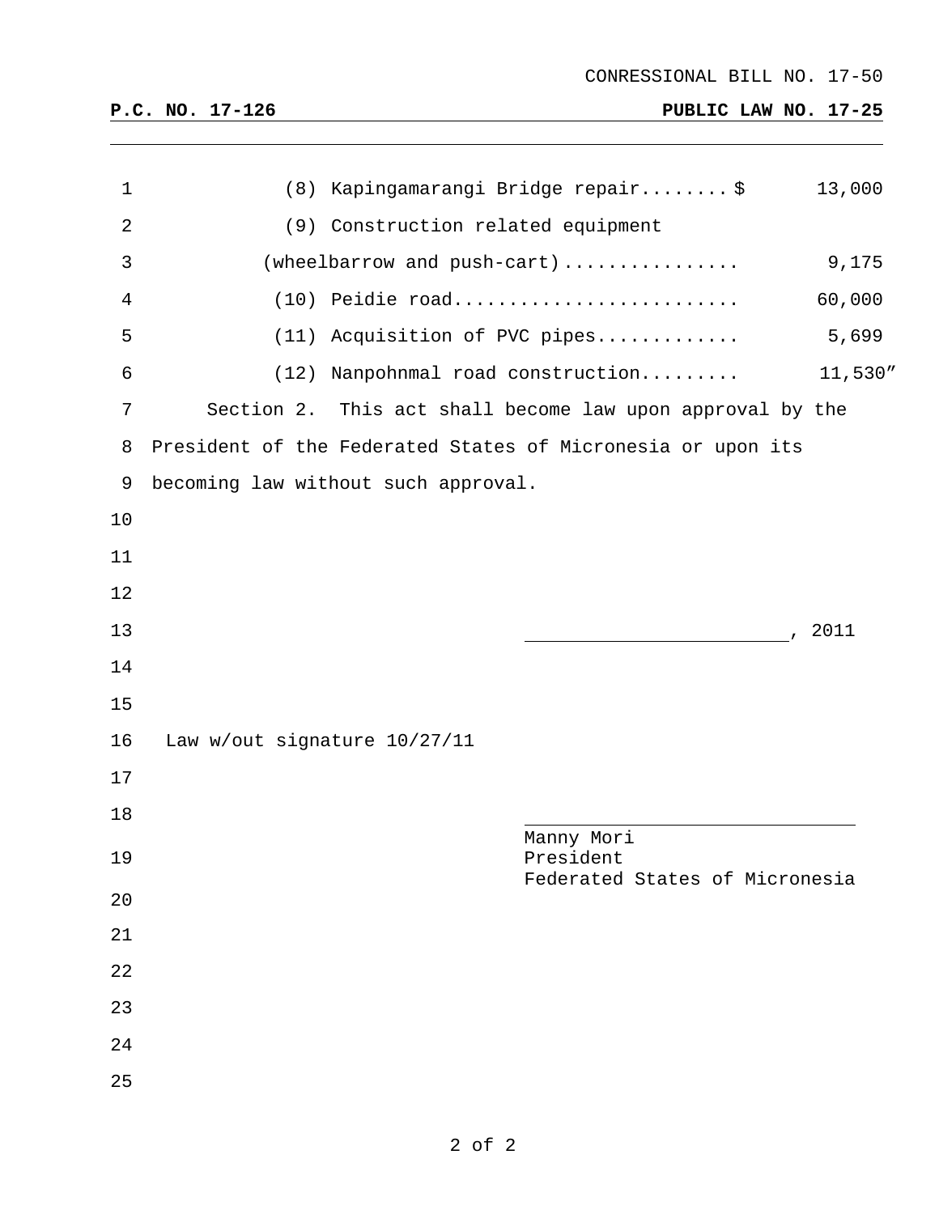CONRESSIONAL BILL NO. 17-50

**P.C. NO. 17-126** **PUBLIC LAW NO. 17-25**

| | |
|---|---|
| (8) Kapingamarangi Bridge repair........$ | 13,000 |
| (9) Construction related equipment (wheelbarrow and push-cart)................ | 9,175 |
| (10) Peidie road.......................... | 60,000 |
| (11) Acquisition of PVC pipes............. | 5,699 |
| (12) Nanpohnmal road construction......... | 11,530” |

Section 2. This act shall become law upon approval by the President of the Federated States of Micronesia or upon its becoming law without such approval.

\_\_\_\_\_\_\_\_\_\_\_\_\_\_\_\_\_\_\_\_\_\_\_\_, 2011

Law w/out signature 10/27/11

\_\_\_\_\_\_\_\_\_\_\_\_\_\_\_\_\_\_\_\_\_\_\_\_\_\_\_\_\_\_
Manny Mori
President
Federated States of Micronesia